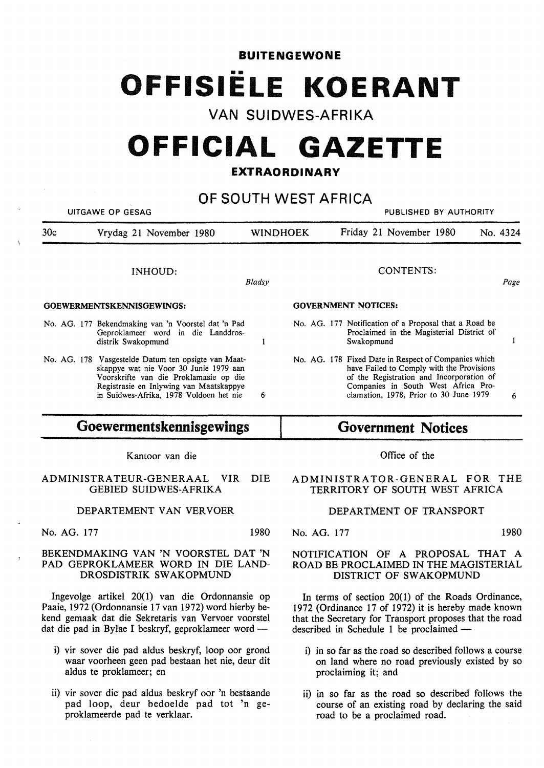# BUITENGEWONE OFFISIËLE KOERANT VAN SUIDWES-AFRIKA

# OFFICIAL GAZETTE EXTRAORDINARY OF SOUTH WEST AFRICA

UITGAWE OP GESAG — PUBLISHED BY AUTHORITY

30c — Vrydag 21 November 1980 — WINDHOEK — Friday 21 November 1980 — No. 4324

**INHOUD:**

| | *Bladsy* |
|---|---|
| **GOEWERMENTSKENNISGEWINGS:** | |
| No. AG. 177 Bekendmaking van 'n Voorstel dat 'n Pad Geproklameer word in die Landdrosdistrik Swakopmund | 1 |
| No. AG. 178 Vasgestelde Datum ten opsigte van Maatskappye wat nie Voor 30 Junie 1979 aan Voorskrifte van die Proklamasie op die Registrasie en Inlywing van Maatskappye in Suidwes-Afrika, 1978 Voldoen het nie | 6 |

**CONTENTS:**

| | *Page* |
|---|---|
| **GOVERNMENT NOTICES:** | |
| No. AG. 177 Notification of a Proposal that a Road be Proclaimed in the Magisterial District of Swakopmund | 1 |
| No. AG. 178 Fixed Date in Respect of Companies which have Failed to Comply with the Provisions of the Registration and Incorporation of Companies in South West Africa Proclamation, 1978, Prior to 30 June 1979 | 6 |

## Goewermentskennisgewings

Kantoor van die

ADMINISTRATEUR-GENERAAL VIR DIE GEBIED SUIDWES-AFRIKA

DEPARTEMENT VAN VERVOER

No. AG. 177 — 1980

### BEKENDMAKING VAN 'N VOORSTEL DAT 'N PAD GEPROKLAMEER WORD IN DIE LANDDROSDISTRIK SWAKOPMUND

Ingevolge artikel 20(1) van die Ordonnansie op Paaie, 1972 (Ordonnansie 17 van 1972) word hierby bekend gemaak dat die Sekretaris van Vervoer voorstel dat die pad in Bylae I beskryf, geproklameer word —

i) vir sover die pad aldus beskryf, loop oor grond waar voorheen geen pad bestaan het nie, deur dit aldus te proklameer; en

ii) vir sover die pad aldus beskryf oor 'n bestaande pad loop, deur bedoelde pad tot 'n geproklameerde pad te verklaar.

## Government Notices

Office of the

ADMINISTRATOR-GENERAL FOR THE TERRITORY OF SOUTH WEST AFRICA

DEPARTMENT OF TRANSPORT

No. AG. 177 — 1980

### NOTIFICATION OF A PROPOSAL THAT A ROAD BE PROCLAIMED IN THE MAGISTERIAL DISTRICT OF SWAKOPMUND

In terms of section 20(1) of the Roads Ordinance, 1972 (Ordinance 17 of 1972) it is hereby made known that the Secretary for Transport proposes that the road described in Schedule 1 be proclaimed —

i) in so far as the road so described follows a course on land where no road previously existed by so proclaiming it; and

ii) in so far as the road so described follows the course of an existing road by declaring the said road to be a proclaimed road.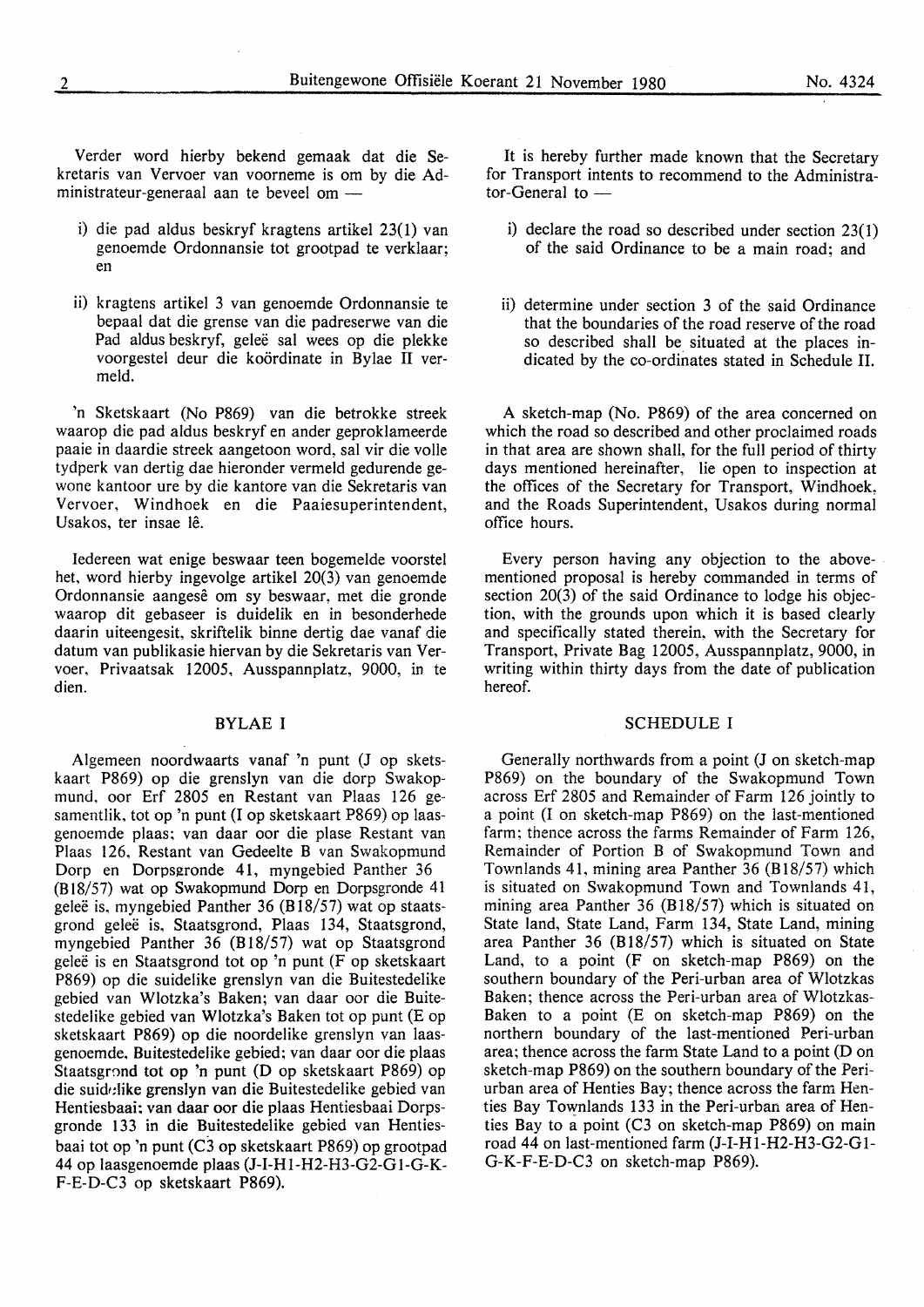Verder word hierby bekend gemaak dat die Sekretaris van Vervoer van voorneme is om by die Administrateur-generaal aan te beveel om —

i) die pad aldus beskryf kragtens artikel 23(1) van genoemde Ordonnansie tot grootpad te verklaar; en

ii) kragtens artikel 3 van genoemde Ordonnansie te bepaal dat die grense van die padreserwe van die Pad aldus beskryf, geleë sal wees op die plekke voorgestel deur die koördinate in Bylae II vermeld.

'n Sketskaart (No P869) van die betrokke streek waarop die pad aldus beskryf en ander geproklameerde paaie in daardie streek aangetoon word, sal vir die volle tydperk van dertig dae hieronder vermeld gedurende gewone kantoor ure by die kantore van die Sekretaris van Vervoer, Windhoek en die Paaiesuperintendent, Usakos, ter insae lê.

Iedereen wat enige beswaar teen bogemelde voorstel het, word hierby ingevolge artikel 20(3) van genoemde Ordonnansie aangesê om sy beswaar, met die gronde waarop dit gebaseer is duidelik en in besonderhede daarin uiteengesit, skriftelik binne dertig dae vanaf die datum van publikasie hiervan by die Sekretaris van Vervoer, Privaatsak 12005, Ausspannplatz, 9000, in te dien.

## BYLAE I

Algemeen noordwaarts vanaf 'n punt (J op sketskaart P869) op die grenslyn van die dorp Swakopmund, oor Erf 2805 en Restant van Plaas 126 gesamentlik, tot op 'n punt (I op sketskaart P869) op laasgenoemde plaas; van daar oor die plase Restant van Plaas 126, Restant van Gedeelte B van Swakopmund Dorp en Dorpsgronde 41, myngebied Panther 36 (B18/57) wat op Swakopmund Dorp en Dorpsgronde 41 geleë is, myngebied Panther 36 (B18/57) wat op staatsgrond geleë is, Staatsgrond, Plaas 134, Staatsgrond, myngebied Panther 36 (B18/57) wat op Staatsgrond geleë is en Staatsgrond tot op 'n punt (F op sketskaart P869) op die suidelike grenslyn van die Buitestedelike gebied van Wlotzka's Baken; van daar oor die Buitestedelike gebied van Wlotzka's Baken tot op punt (E op sketskaart P869) op die noordelike grenslyn van laasgenoemde. Buitestedelike gebied; van daar oor die plaas Staatsgrond tot op 'n punt (D op sketskaart P869) op die suidelike grenslyn van die Buitestedelike gebied van Hentiesbaai; van daar oor die plaas Hentiesbaai Dorpsgronde 133 in die Buitestedelike gebied van Hentiesbaai tot op 'n punt (C3 op sketskaart P869) op grootpad 44 op laasgenoemde plaas (J-I-H1-H2-H3-G2-G1-G-K-F-E-D-C3 op sketskaart P869).

It is hereby further made known that the Secretary for Transport intents to recommend to the Administrator-General to —

i) declare the road so described under section 23(1) of the said Ordinance to be a main road; and

ii) determine under section 3 of the said Ordinance that the boundaries of the road reserve of the road so described shall be situated at the places indicated by the co-ordinates stated in Schedule II.

A sketch-map (No. P869) of the area concerned on which the road so described and other proclaimed roads in that area are shown shall, for the full period of thirty days mentioned hereinafter, lie open to inspection at the offices of the Secretary for Transport, Windhoek, and the Roads Superintendent, Usakos during normal office hours.

Every person having any objection to the above-mentioned proposal is hereby commanded in terms of section 20(3) of the said Ordinance to lodge his objection, with the grounds upon which it is based clearly and specifically stated therein, with the Secretary for Transport, Private Bag 12005, Ausspannplatz, 9000, in writing within thirty days from the date of publication hereof.

## SCHEDULE I

Generally northwards from a point (J on sketch-map P869) on the boundary of the Swakopmund Town across Erf 2805 and Remainder of Farm 126 jointly to a point (I on sketch-map P869) on the last-mentioned farm; thence across the farms Remainder of Farm 126, Remainder of Portion B of Swakopmund Town and Townlands 41, mining area Panther 36 (B18/57) which is situated on Swakopmund Town and Townlands 41, mining area Panther 36 (B18/57) which is situated on State land, State Land, Farm 134, State Land, mining area Panther 36 (B18/57) which is situated on State Land, to a point (F on sketch-map P869) on the southern boundary of the Peri-urban area of Wlotzkas Baken; thence across the Peri-urban area of Wlotzkas-Baken to a point (E on sketch-map P869) on the northern boundary of the last-mentioned Peri-urban area; thence across the farm State Land to a point (D on sketch-map P869) on the southern boundary of the Peri-urban area of Henties Bay; thence across the farm Henties Bay Townlands 133 in the Peri-urban area of Henties Bay to a point (C3 on sketch-map P869) on main road 44 on last-mentioned farm (J-I-H1-H2-H3-G2-G1-G-K-F-E-D-C3 on sketch-map P869).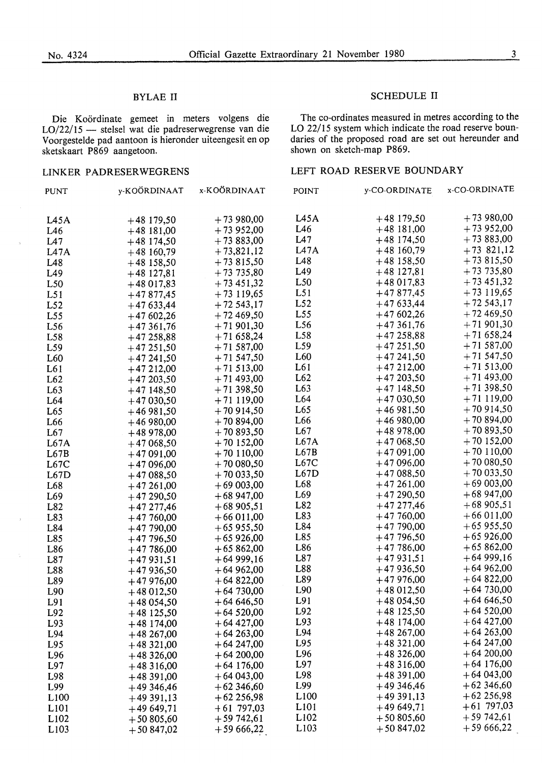## BYLAE II

Die Koördinate gemeet in meters volgens die LO/22/15 — stelsel wat die padreserwegrense van die Voorgestelde pad aantoon is hieronder uiteengesit en op sketskaart P869 aangetoon.

### LINKER PADRESERWEGRENS

| PUNT | y-KOÖRDINAAT | x-KOÖRDINAAT |
|---|---|---|
| L45A | +48 179,50 | +73 980,00 |
| L46 | +48 181,00 | +73 952,00 |
| L47 | +48 174,50 | +73 883,00 |
| L47A | +48 160,79 | +73,821,12 |
| L48 | +48 158,50 | +73 815,50 |
| L49 | +48 127,81 | +73 735,80 |
| L50 | +48 017,83 | +73 451,32 |
| L51 | +47 877,45 | +73 119,65 |
| L52 | +47 633,44 | +72 543,17 |
| L55 | +47 602,26 | +72 469,50 |
| L56 | +47 361,76 | +71 901,30 |
| L58 | +47 258,88 | +71 658,24 |
| L59 | +47 251,50 | +71 587,00 |
| L60 | +47 241,50 | +71 547,50 |
| L61 | +47 212,00 | +71 513,00 |
| L62 | +47 203,50 | +71 493,00 |
| L63 | +47 148,50 | +71 398,50 |
| L64 | +47 030,50 | +71 119,00 |
| L65 | +46 981,50 | +70 914,50 |
| L66 | +46 980,00 | +70 894,00 |
| L67 | +48 978,00 | +70 893,50 |
| L67A | +47 068,50 | +70 152,00 |
| L67B | +47 091,00 | +70 110,00 |
| L67C | +47 096,00 | +70 080,50 |
| L67D | +47 088,50 | +70 033,50 |
| L68 | +47 261,00 | +69 003,00 |
| L69 | +47 290,50 | +68 947,00 |
| L82 | +47 277,46 | +68 905,51 |
| L83 | +47 760,00 | +66 011,00 |
| L84 | +47 790,00 | +65 955,50 |
| L85 | +47 796,50 | +65 926,00 |
| L86 | +47 786,00 | +65 862,00 |
| L87 | +47 931,51 | +64 999,16 |
| L88 | +47 936,50 | +64 962,00 |
| L89 | +47 976,00 | +64 822,00 |
| L90 | +48 012,50 | +64 730,00 |
| L91 | +48 054,50 | +64 646,50 |
| L92 | +48 125,50 | +64 520,00 |
| L93 | +48 174,00 | +64 427,00 |
| L94 | +48 267,00 | +64 263,00 |
| L95 | +48 321,00 | +64 247,00 |
| L96 | +48 326,00 | +64 200,00 |
| L97 | +48 316,00 | +64 176,00 |
| L98 | +48 391,00 | +64 043,00 |
| L99 | +49 346,46 | +62 346,60 |
| L100 | +49 391,13 | +62 256,98 |
| L101 | +49 649,71 | +61 797,03 |
| L102 | +50 805,60 | +59 742,61 |
| L103 | +50 847,02 | +59 666,22 |

## SCHEDULE II

The co-ordinates measured in metres according to the LO 22/15 system which indicate the road reserve boundaries of the proposed road are set out hereunder and shown on sketch-map P869.

### LEFT ROAD RESERVE BOUNDARY

| POINT | y-CO-ORDINATE | x-CO-ORDINATE |
|---|---|---|
| L45A | +48 179,50 | +73 980,00 |
| L46 | +48 181,00 | +73 952,00 |
| L47 | +48 174,50 | +73 883,00 |
| L47A | +48 160,79 | +73 821,12 |
| L48 | +48 158,50 | +73 815,50 |
| L49 | +48 127,81 | +73 735,80 |
| L50 | +48 017,83 | +73 451,32 |
| L51 | +47 877,45 | +73 119,65 |
| L52 | +47 633,44 | +72 543,17 |
| L55 | +47 602,26 | +72 469,50 |
| L56 | +47 361,76 | +71 901,30 |
| L58 | +47 258,88 | +71 658,24 |
| L59 | +47 251,50 | +71 587,00 |
| L60 | +47 241,50 | +71 547,50 |
| L61 | +47 212,00 | +71 513,00 |
| L62 | +47 203,50 | +71 493,00 |
| L63 | +47 148,50 | +71 398,50 |
| L64 | +47 030,50 | +71 119,00 |
| L65 | +46 981,50 | +70 914,50 |
| L66 | +46 980,00 | +70 894,00 |
| L67 | +48 978,00 | +70 893,50 |
| L67A | +47 068,50 | +70 152,00 |
| L67B | +47 091,00 | +70 110,00 |
| L67C | +47 096,00 | +70 080,50 |
| L67D | +47 088,50 | +70 033,50 |
| L68 | +47 261,00 | +69 003,00 |
| L69 | +47 290,50 | +68 947,00 |
| L82 | +47 277,46 | +68 905,51 |
| L83 | +47 760,00 | +66 011,00 |
| L84 | +47 790,00 | +65 955,50 |
| L85 | +47 796,50 | +65 926,00 |
| L86 | +47 786,00 | +65 862,00 |
| L87 | +47 931,51 | +64 999,16 |
| L88 | +47 936,50 | +64 962,00 |
| L89 | +47 976,00 | +64 822,00 |
| L90 | +48 012,50 | +64 730,00 |
| L91 | +48 054,50 | +64 646,50 |
| L92 | +48 125,50 | +64 520,00 |
| L93 | +48 174,00 | +64 427,00 |
| L94 | +48 267,00 | +64 263,00 |
| L95 | +48 321,00 | +64 247,00 |
| L96 | +48 326,00 | +64 200,00 |
| L97 | +48 316,00 | +64 176,00 |
| L98 | +48 391,00 | +64 043,00 |
| L99 | +49 346,46 | +62 346,60 |
| L100 | +49 391,13 | +62 256,98 |
| L101 | +49 649,71 | +61 797,03 |
| L102 | +50 805,60 | +59 742,61 |
| L103 | +50 847,02 | +59 666,22 |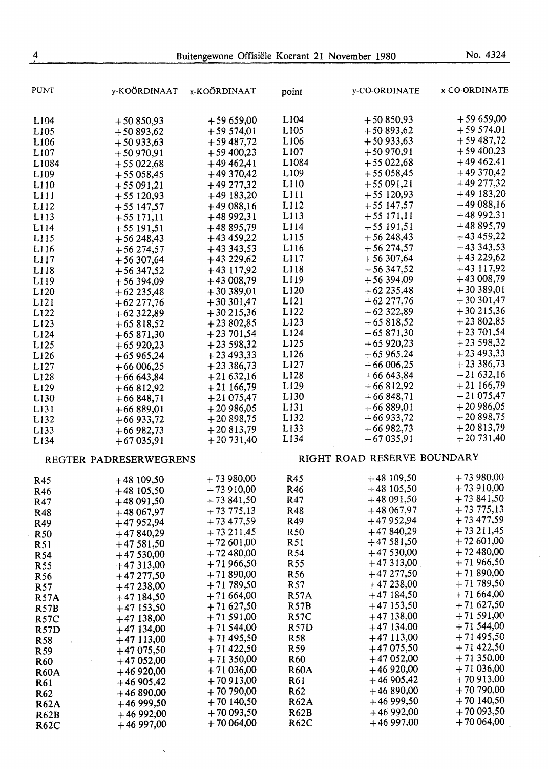| PUNT | y-KOÖRDINAAT | x-KOÖRDINAAT | point | y-CO-ORDINATE | x-CO-ORDINATE |
|---|---|---|---|---|---|
| L104 | +50 850,93 | +59 659,00 | L104 | +50 850,93 | +59 659,00 |
| L105 | +50 893,62 | +59 574,01 | L105 | +50 893,62 | +59 574,01 |
| L106 | +50 933,63 | +59 487,72 | L106 | +50 933,63 | +59 487,72 |
| L107 | +50 970,91 | +59 400,23 | L107 | +50 970,91 | +59 400,23 |
| L1084 | +55 022,68 | +49 462,41 | L1084 | +55 022,68 | +49 462,41 |
| L109 | +55 058,45 | +49 370,42 | L109 | +55 058,45 | +49 370,42 |
| L110 | +55 091,21 | +49 277,32 | L110 | +55 091,21 | +49 277,32 |
| L111 | +55 120,93 | +49 183,20 | L111 | +55 120,93 | +49 183,20 |
| L112 | +55 147,57 | +49 088,16 | L112 | +55 147,57 | +49 088,16 |
| L113 | +55 171,11 | +48 992,31 | L113 | +55 171,11 | +48 992,31 |
| L114 | +55 191,51 | +48 895,79 | L114 | +55 191,51 | +48 895,79 |
| L115 | +56 248,43 | +43 459,22 | L115 | +56 248,43 | +43 459,22 |
| L116 | +56 274,57 | +43 343,53 | L116 | +56 274,57 | +43 343,53 |
| L117 | +56 307,64 | +43 229,62 | L117 | +56 307,64 | +43 229,62 |
| L118 | +56 347,52 | +43 117,92 | L118 | +56 347,52 | +43 117,92 |
| L119 | +56 394,09 | +43 008,79 | L119 | +56 394,09 | +43 008,79 |
| L120 | +62 235,48 | +30 389,01 | L120 | +62 235,48 | +30 389,01 |
| L121 | +62 277,76 | +30 301,47 | L121 | +62 277,76 | +30 301,47 |
| L122 | +62 322,89 | +30 215,36 | L122 | +62 322,89 | +30 215,36 |
| L123 | +65 818,52 | +23 802,85 | L123 | +65 818,52 | +23 802,85 |
| L124 | +65 871,30 | +23 701,54 | L124 | +65 871,30 | +23 701,54 |
| L125 | +65 920,23 | +23 598,32 | L125 | +65 920,23 | +23 598,32 |
| L126 | +65 965,24 | +23 493,33 | L126 | +65 965,24 | +23 493,33 |
| L127 | +66 006,25 | +23 386,73 | L127 | +66 006,25 | +23 386,73 |
| L128 | +66 643,84 | +21 632,16 | L128 | +66 643,84 | +21 632,16 |
| L129 | +66 812,92 | +21 166,79 | L129 | +66 812,92 | +21 166,79 |
| L130 | +66 848,71 | +21 075,47 | L130 | +66 848,71 | +21 075,47 |
| L131 | +66 889,01 | +20 986,05 | L131 | +66 889,01 | +20 986,05 |
| L132 | +66 933,72 | +20 898,75 | L132 | +66 933,72 | +20 898,75 |
| L133 | +66 982,73 | +20 813,79 | L133 | +66 982,73 | +20 813,79 |
| L134 | +67 035,91 | +20 731,40 | L134 | +67 035,91 | +20 731,40 |

| REGTER PADRESERWEGRENS | | | RIGHT ROAD RESERVE BOUNDARY | | |
|---|---|---|---|---|---|
| R45 | +48 109,50 | +73 980,00 | R45 | +48 109,50 | +73 980,00 |
| R46 | +48 105,50 | +73 910,00 | R46 | +48 105,50 | +73 910,00 |
| R47 | +48 091,50 | +73 841,50 | R47 | +48 091,50 | +73 841,50 |
| R48 | +48 067,97 | +73 775,13 | R48 | +48 067,97 | +73 775,13 |
| R49 | +47 952,94 | +73 477,59 | R49 | +47 952,94 | +73 477,59 |
| R50 | +47 840,29 | +73 211,45 | R50 | +47 840,29 | +73 211,45 |
| R51 | +47 581,50 | +72 601,00 | R51 | +47 581,50 | +72 601,00 |
| R54 | +47 530,00 | +72 480,00 | R54 | +47 530,00 | +72 480,00 |
| R55 | +47 313,00 | +71 966,50 | R55 | +47 313,00 | +71 966,50 |
| R56 | +47 277,50 | +71 890,00 | R56 | +47 277,50 | +71 890,00 |
| R57 | +47 238,00 | +71 789,50 | R57 | +47 238,00 | +71 789,50 |
| R57A | +47 184,50 | +71 664,00 | R57A | +47 184,50 | +71 664,00 |
| R57B | +47 153,50 | +71 627,50 | R57B | +47 153,50 | +71 627,50 |
| R57C | +47 138,00 | +71 591,00 | R57C | +47 138,00 | +71 591,00 |
| R57D | +47 134,00 | +71 544,00 | R57D | +47 134,00 | +71 544,00 |
| R58 | +47 113,00 | +71 495,50 | R58 | +47 113,00 | +71 495,50 |
| R59 | +47 075,50 | +71 422,50 | R59 | +47 075,50 | +71 422,50 |
| R60 | +47 052,00 | +71 350,00 | R60 | +47 052,00 | +71 350,00 |
| R60A | +46 920,00 | +71 036,00 | R60A | +46 920,00 | +71 036,00 |
| R61 | +46 905,42 | +70 913,00 | R61 | +46 905,42 | +70 913,00 |
| R62 | +46 890,00 | +70 790,00 | R62 | +46 890,00 | +70 790,00 |
| R62A | +46 999,50 | +70 140,50 | R62A | +46 999,50 | +70 140,50 |
| R62B | +46 992,00 | +70 093,50 | R62B | +46 992,00 | +70 093,50 |
| R62C | +46 997,00 | +70 064,00 | R62C | +46 997,00 | +70 064,00 |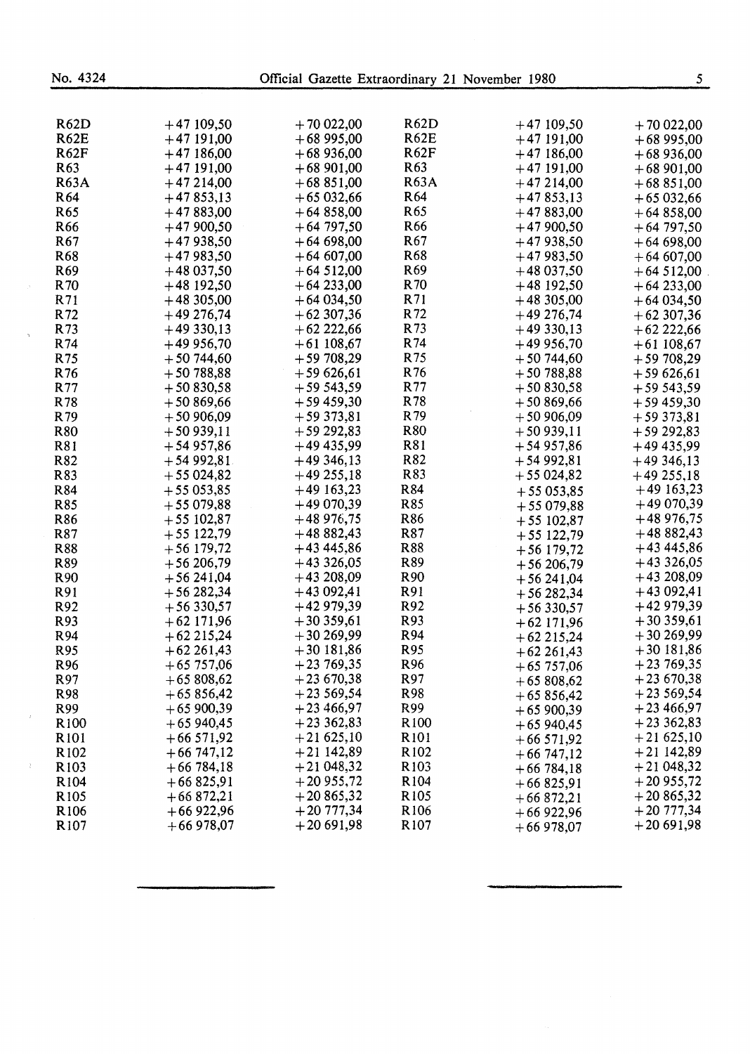| | | | | | |
|---|---|---|---|---|---|
| R62D | +47 109,50 | +70 022,00 | R62D | +47 109,50 | +70 022,00 |
| R62E | +47 191,00 | +68 995,00 | R62E | +47 191,00 | +68 995,00 |
| R62F | +47 186,00 | +68 936,00 | R62F | +47 186,00 | +68 936,00 |
| R63 | +47 191,00 | +68 901,00 | R63 | +47 191,00 | +68 901,00 |
| R63A | +47 214,00 | +68 851,00 | R63A | +47 214,00 | +68 851,00 |
| R64 | +47 853,13 | +65 032,66 | R64 | +47 853,13 | +65 032,66 |
| R65 | +47 883,00 | +64 858,00 | R65 | +47 883,00 | +64 858,00 |
| R66 | +47 900,50 | +64 797,50 | R66 | +47 900,50 | +64 797,50 |
| R67 | +47 938,50 | +64 698,00 | R67 | +47 938,50 | +64 698,00 |
| R68 | +47 983,50 | +64 607,00 | R68 | +47 983,50 | +64 607,00 |
| R69 | +48 037,50 | +64 512,00 | R69 | +48 037,50 | +64 512,00 |
| R70 | +48 192,50 | +64 233,00 | R70 | +48 192,50 | +64 233,00 |
| R71 | +48 305,00 | +64 034,50 | R71 | +48 305,00 | +64 034,50 |
| R72 | +49 276,74 | +62 307,36 | R72 | +49 276,74 | +62 307,36 |
| R73 | +49 330,13 | +62 222,66 | R73 | +49 330,13 | +62 222,66 |
| R74 | +49 956,70 | +61 108,67 | R74 | +49 956,70 | +61 108,67 |
| R75 | +50 744,60 | +59 708,29 | R75 | +50 744,60 | +59 708,29 |
| R76 | +50 788,88 | +59 626,61 | R76 | +50 788,88 | +59 626,61 |
| R77 | +50 830,58 | +59 543,59 | R77 | +50 830,58 | +59 543,59 |
| R78 | +50 869,66 | +59 459,30 | R78 | +50 869,66 | +59 459,30 |
| R79 | +50 906,09 | +59 373,81 | R79 | +50 906,09 | +59 373,81 |
| R80 | +50 939,11 | +59 292,83 | R80 | +50 939,11 | +59 292,83 |
| R81 | +54 957,86 | +49 435,99 | R81 | +54 957,86 | +49 435,99 |
| R82 | +54 992,81 | +49 346,13 | R82 | +54 992,81 | +49 346,13 |
| R83 | +55 024,82 | +49 255,18 | R83 | +55 024,82 | +49 255,18 |
| R84 | +55 053,85 | +49 163,23 | R84 | +55 053,85 | +49 163,23 |
| R85 | +55 079,88 | +49 070,39 | R85 | +55 079,88 | +49 070,39 |
| R86 | +55 102,87 | +48 976,75 | R86 | +55 102,87 | +48 976,75 |
| R87 | +55 122,79 | +48 882,43 | R87 | +55 122,79 | +48 882,43 |
| R88 | +56 179,72 | +43 445,86 | R88 | +56 179,72 | +43 445,86 |
| R89 | +56 206,79 | +43 326,05 | R89 | +56 206,79 | +43 326,05 |
| R90 | +56 241,04 | +43 208,09 | R90 | +56 241,04 | +43 208,09 |
| R91 | +56 282,34 | +43 092,41 | R91 | +56 282,34 | +43 092,41 |
| R92 | +56 330,57 | +42 979,39 | R92 | +56 330,57 | +42 979,39 |
| R93 | +62 171,96 | +30 359,61 | R93 | +62 171,96 | +30 359,61 |
| R94 | +62 215,24 | +30 269,99 | R94 | +62 215,24 | +30 269,99 |
| R95 | +62 261,43 | +30 181,86 | R95 | +62 261,43 | +30 181,86 |
| R96 | +65 757,06 | +23 769,35 | R96 | +65 757,06 | +23 769,35 |
| R97 | +65 808,62 | +23 670,38 | R97 | +65 808,62 | +23 670,38 |
| R98 | +65 856,42 | +23 569,54 | R98 | +65 856,42 | +23 569,54 |
| R99 | +65 900,39 | +23 466,97 | R99 | +65 900,39 | +23 466,97 |
| R100 | +65 940,45 | +23 362,83 | R100 | +65 940,45 | +23 362,83 |
| R101 | +66 571,92 | +21 625,10 | R101 | +66 571,92 | +21 625,10 |
| R102 | +66 747,12 | +21 142,89 | R102 | +66 747,12 | +21 142,89 |
| R103 | +66 784,18 | +21 048,32 | R103 | +66 784,18 | +21 048,32 |
| R104 | +66 825,91 | +20 955,72 | R104 | +66 825,91 | +20 955,72 |
| R105 | +66 872,21 | +20 865,32 | R105 | +66 872,21 | +20 865,32 |
| R106 | +66 922,96 | +20 777,34 | R106 | +66 922,96 | +20 777,34 |
| R107 | +66 978,07 | +20 691,98 | R107 | +66 978,07 | +20 691,98 |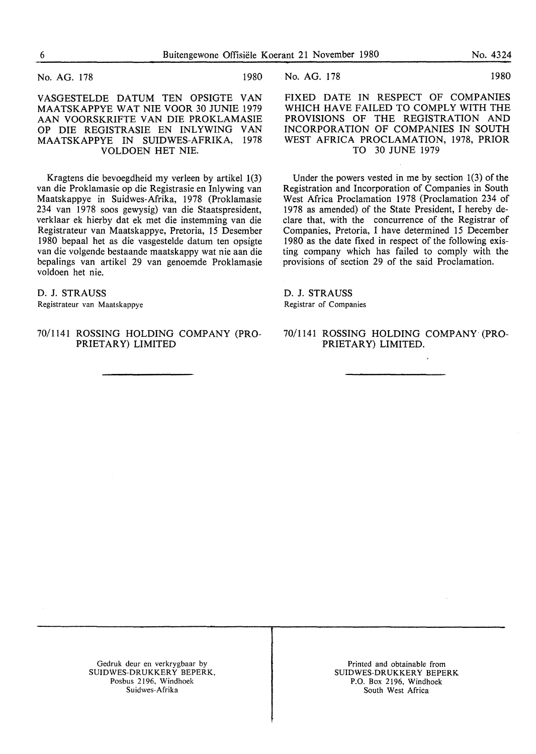No. AG. 178 1980

## VASGESTELDE DATUM TEN OPSIGTE VAN MAATSKAPPYE WAT NIE VOOR 30 JUNIE 1979 AAN VOORSKRIFTE VAN DIE PROKLAMASIE OP DIE REGISTRASIE EN INLYWING VAN MAATSKAPPYE IN SUIDWES-AFRIKA, 1978 VOLDOEN HET NIE.

Kragtens die bevoegdheid my verleen by artikel 1(3) van die Proklamasie op die Registrasie en Inlywing van Maatskappye in Suidwes-Afrika, 1978 (Proklamasie 234 van 1978 soos gewysig) van die Staatspresident, verklaar ek hierby dat ek met die instemming van die Registrateur van Maatskappye, Pretoria, 15 Desember 1980 bepaal het as die vasgestelde datum ten opsigte van die volgende bestaande maatskappy wat nie aan die bepalings van artikel 29 van genoemde Proklamasie voldoen het nie.

D. J. STRAUSS
Registrateur van Maatskappye

70/1141 ROSSING HOLDING COMPANY (PROPRIETARY) LIMITED

---

No. AG. 178 1980

## FIXED DATE IN RESPECT OF COMPANIES WHICH HAVE FAILED TO COMPLY WITH THE PROVISIONS OF THE REGISTRATION AND INCORPORATION OF COMPANIES IN SOUTH WEST AFRICA PROCLAMATION, 1978, PRIOR TO 30 JUNE 1979

Under the powers vested in me by section 1(3) of the Registration and Incorporation of Companies in South West Africa Proclamation 1978 (Proclamation 234 of 1978 as amended) of the State President, I hereby declare that, with the concurrence of the Registrar of Companies, Pretoria, I have determined 15 December 1980 as the date fixed in respect of the following existing company which has failed to comply with the provisions of section 29 of the said Proclamation.

D. J. STRAUSS
Registrar of Companies

70/1141 ROSSING HOLDING COMPANY (PROPRIETARY) LIMITED.

---

Gedruk deur en verkrygbaar by
SUIDWES-DRUKKERY BEPERK,
Posbus 2196, Windhoek
Suidwes-Afrika

Printed and obtainable from
SUIDWES-DRUKKERY BEPERK
P.O. Box 2196, Windhoek
South West Africa